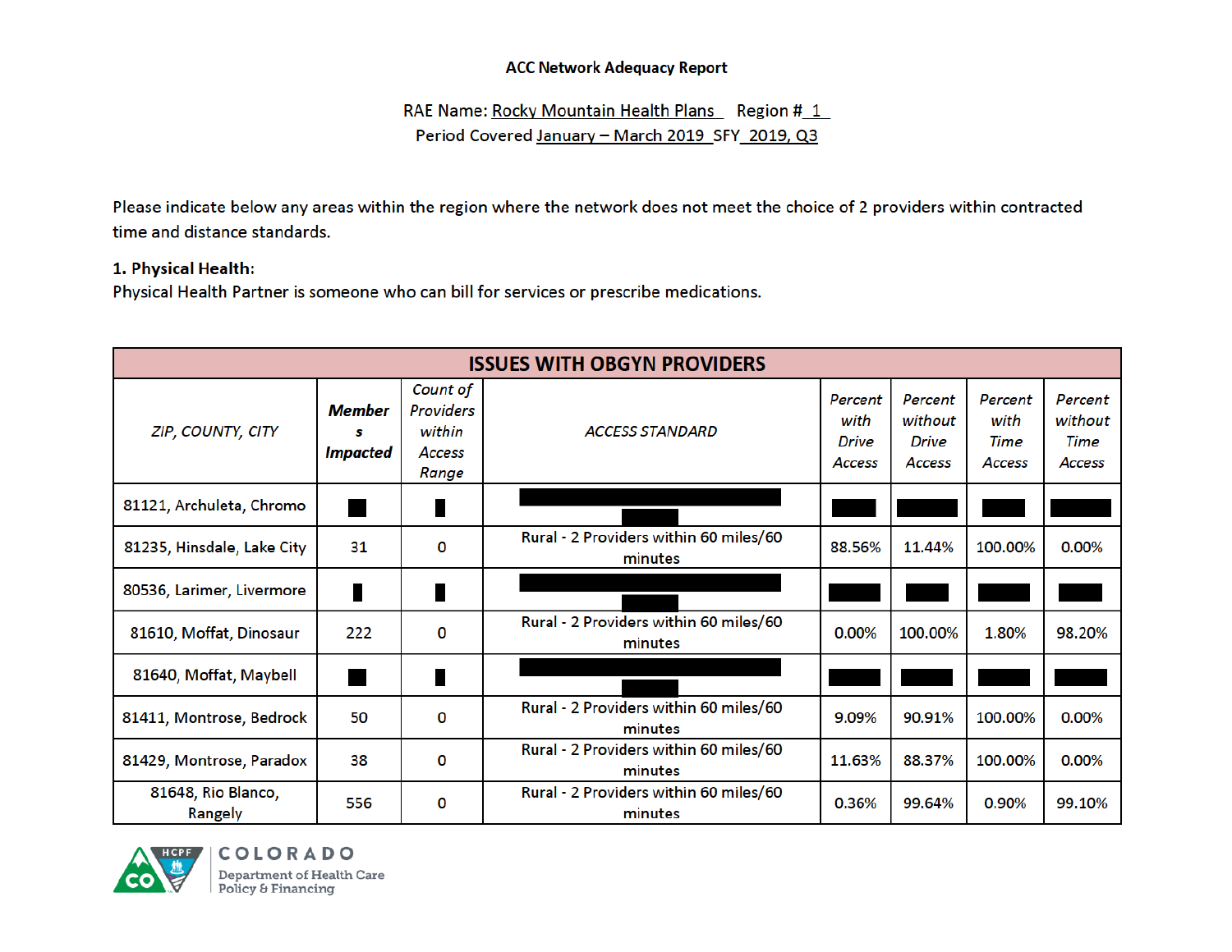ACC Network Adequacy Report

RAE Name: Rocky Mountain Health Plans  Region # 1
Period Covered January – March 2019 SFY 2019, Q3

Please indicate below any areas within the region where the network does not meet the choice of 2 providers within contracted time and distance standards.

**1. Physical Health:**
Physical Health Partner is someone who can bill for services or prescribe medications.

| ISSUES WITH OBGYN PROVIDERS | | | | | | | |
|---|---|---|---|---|---|---|---|
| *ZIP, COUNTY, CITY* | ***Members Impacted*** | *Count of Providers within Access Range* | *ACCESS STANDARD* | *Percent with Drive Access* | *Percent without Drive Access* | *Percent with Time Access* | *Percent without Time Access* |
| 81121, Archuleta, Chromo | █ | █ | █ | █ | █ | █ | █ |
| 81235, Hinsdale, Lake City | 31 | 0 | Rural - 2 Providers within 60 miles/60 minutes | 88.56% | 11.44% | 100.00% | 0.00% |
| 80536, Larimer, Livermore | █ | █ | █ | █ | █ | █ | █ |
| 81610, Moffat, Dinosaur | 222 | 0 | Rural - 2 Providers within 60 miles/60 minutes | 0.00% | 100.00% | 1.80% | 98.20% |
| 81640, Moffat, Maybell | █ | █ | █ | █ | █ | █ | █ |
| 81411, Montrose, Bedrock | 50 | 0 | Rural - 2 Providers within 60 miles/60 minutes | 9.09% | 90.91% | 100.00% | 0.00% |
| 81429, Montrose, Paradox | 38 | 0 | Rural - 2 Providers within 60 miles/60 minutes | 11.63% | 88.37% | 100.00% | 0.00% |
| 81648, Rio Blanco, Rangely | 556 | 0 | Rural - 2 Providers within 60 miles/60 minutes | 0.36% | 99.64% | 0.90% | 99.10% |

COLORADO
Department of Health Care Policy & Financing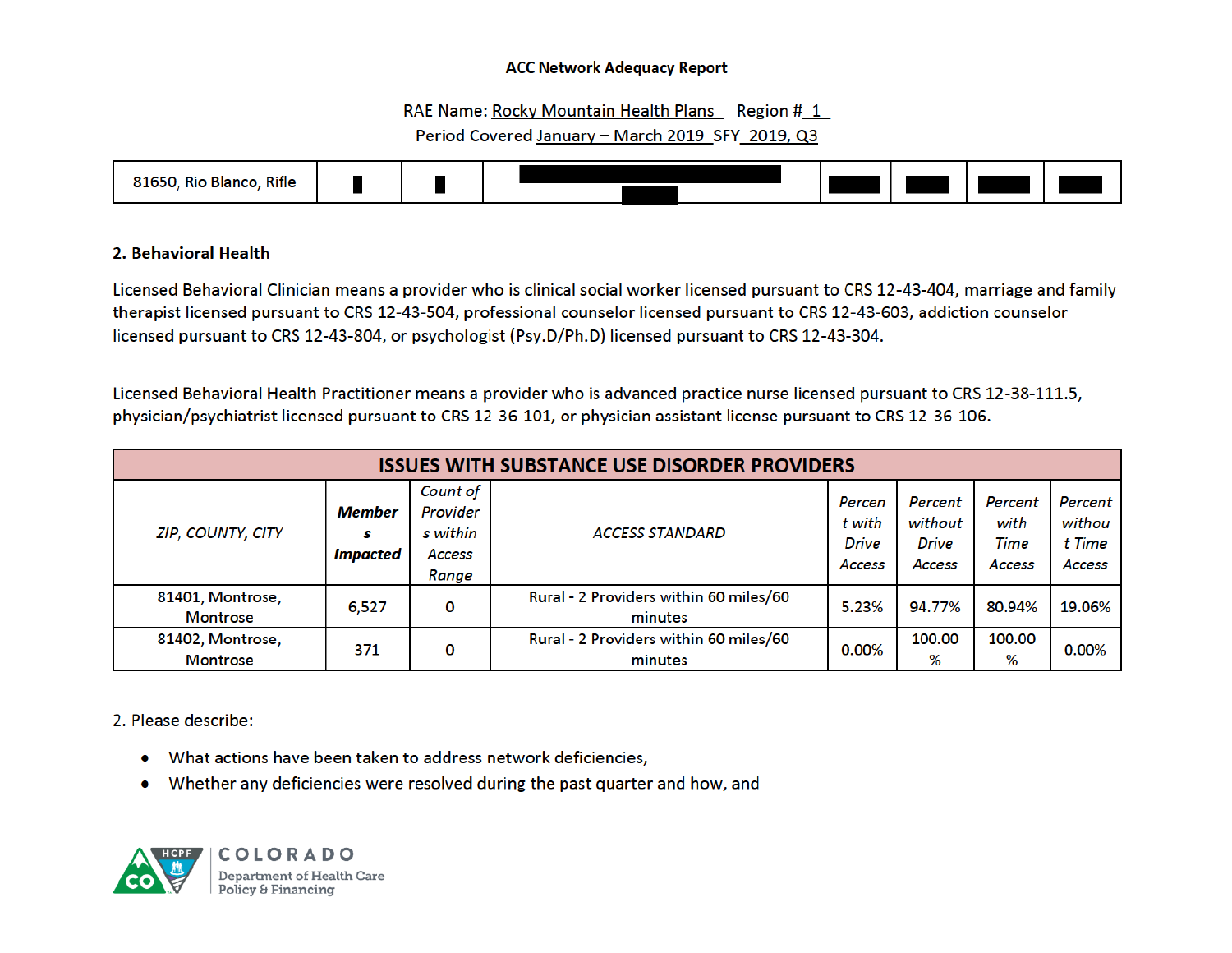ACC Network Adequacy Report

RAE Name: Rocky Mountain Health Plans Region # 1
Period Covered January – March 2019 SFY 2019, Q3

| 81650, Rio Blanco, Rifle | | | | | | | |
|---|---|---|---|---|---|---|---|

## 2. Behavioral Health

Licensed Behavioral Clinician means a provider who is clinical social worker licensed pursuant to CRS 12-43-404, marriage and family therapist licensed pursuant to CRS 12-43-504, professional counselor licensed pursuant to CRS 12-43-603, addiction counselor licensed pursuant to CRS 12-43-804, or psychologist (Psy.D/Ph.D) licensed pursuant to CRS 12-43-304.

Licensed Behavioral Health Practitioner means a provider who is advanced practice nurse licensed pursuant to CRS 12-38-111.5, physician/psychiatrist licensed pursuant to CRS 12-36-101, or physician assistant license pursuant to CRS 12-36-106.

| ISSUES WITH SUBSTANCE USE DISORDER PROVIDERS | | | | | | | |
|---|---|---|---|---|---|---|---|
| *ZIP, COUNTY, CITY* | ***Members Impacted*** | *Count of Providers within Access Range* | *ACCESS STANDARD* | *Percent with Drive Access* | *Percent without Drive Access* | *Percent with Time Access* | *Percent without Time Access* |
| 81401, Montrose, Montrose | 6,527 | 0 | Rural - 2 Providers within 60 miles/60 minutes | 5.23% | 94.77% | 80.94% | 19.06% |
| 81402, Montrose, Montrose | 371 | 0 | Rural - 2 Providers within 60 miles/60 minutes | 0.00% | 100.00 % | 100.00 % | 0.00% |

2. Please describe:

- What actions have been taken to address network deficiencies,
- Whether any deficiencies were resolved during the past quarter and how, and

COLORADO
Department of Health Care Policy & Financing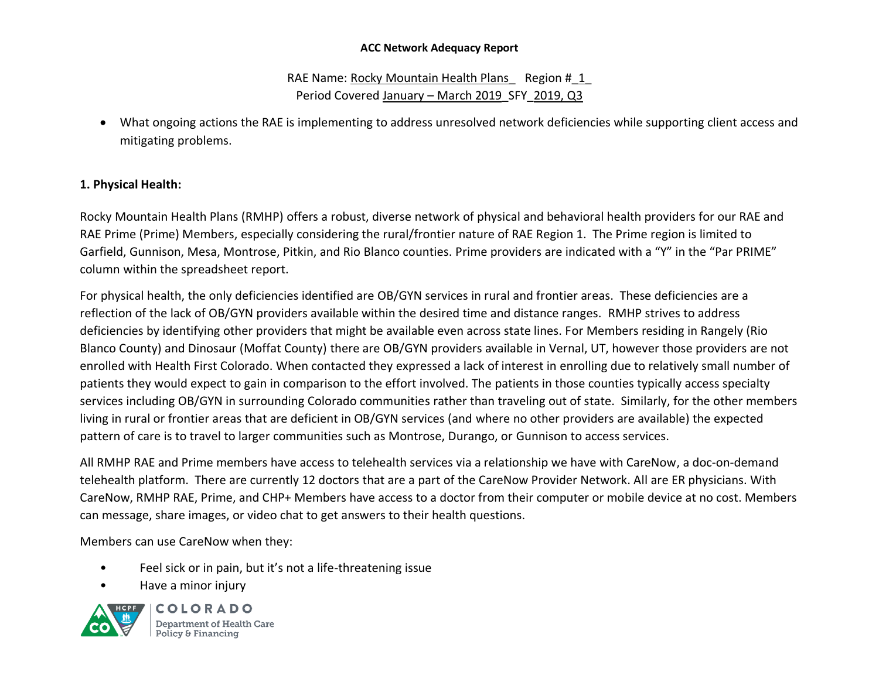**ACC Network Adequacy Report**

RAE Name: Rocky Mountain Health Plans Region # 1
Period Covered January – March 2019 SFY 2019, Q3

- What ongoing actions the RAE is implementing to address unresolved network deficiencies while supporting client access and mitigating problems.

**1. Physical Health:**

Rocky Mountain Health Plans (RMHP) offers a robust, diverse network of physical and behavioral health providers for our RAE and RAE Prime (Prime) Members, especially considering the rural/frontier nature of RAE Region 1. The Prime region is limited to Garfield, Gunnison, Mesa, Montrose, Pitkin, and Rio Blanco counties. Prime providers are indicated with a "Y" in the "Par PRIME" column within the spreadsheet report.

For physical health, the only deficiencies identified are OB/GYN services in rural and frontier areas. These deficiencies are a reflection of the lack of OB/GYN providers available within the desired time and distance ranges. RMHP strives to address deficiencies by identifying other providers that might be available even across state lines. For Members residing in Rangely (Rio Blanco County) and Dinosaur (Moffat County) there are OB/GYN providers available in Vernal, UT, however those providers are not enrolled with Health First Colorado. When contacted they expressed a lack of interest in enrolling due to relatively small number of patients they would expect to gain in comparison to the effort involved. The patients in those counties typically access specialty services including OB/GYN in surrounding Colorado communities rather than traveling out of state. Similarly, for the other members living in rural or frontier areas that are deficient in OB/GYN services (and where no other providers are available) the expected pattern of care is to travel to larger communities such as Montrose, Durango, or Gunnison to access services.

All RMHP RAE and Prime members have access to telehealth services via a relationship we have with CareNow, a doc-on-demand telehealth platform. There are currently 12 doctors that are a part of the CareNow Provider Network. All are ER physicians. With CareNow, RMHP RAE, Prime, and CHP+ Members have access to a doctor from their computer or mobile device at no cost. Members can message, share images, or video chat to get answers to their health questions.

Members can use CareNow when they:

- Feel sick or in pain, but it's not a life-threatening issue
- Have a minor injury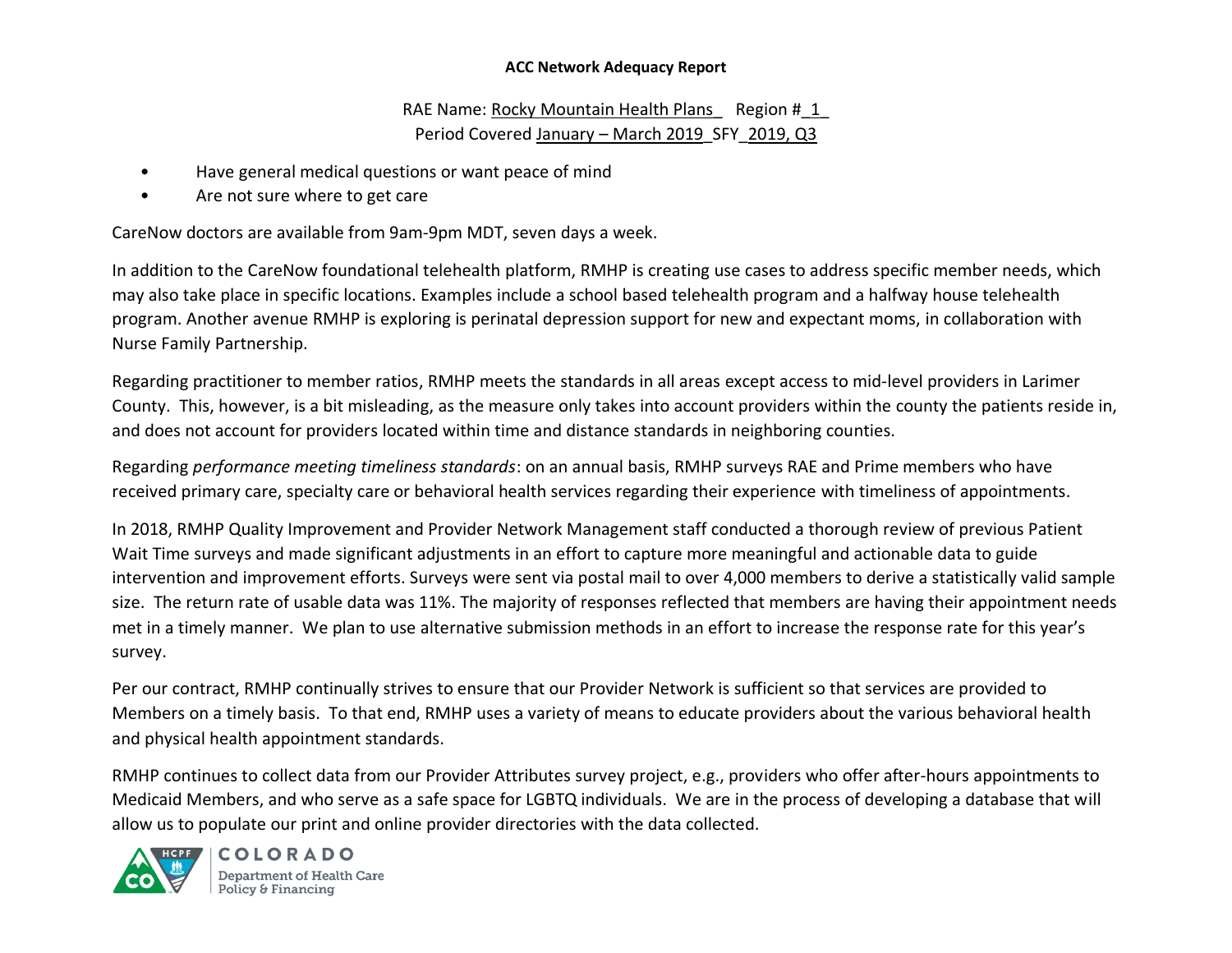- Have general medical questions or want peace of mind
- Are not sure where to get care

CareNow doctors are available from 9am-9pm MDT, seven days a week.

In addition to the CareNow foundational telehealth platform, RMHP is creating use cases to address specific member needs, which may also take place in specific locations. Examples include a school based telehealth program and a halfway house telehealth program. Another avenue RMHP is exploring is perinatal depression support for new and expectant moms, in collaboration with Nurse Family Partnership.

Regarding practitioner to member ratios, RMHP meets the standards in all areas except access to mid-level providers in Larimer County. This, however, is a bit misleading, as the measure only takes into account providers within the county the patients reside in, and does not account for providers located within time and distance standards in neighboring counties.

Regarding *performance meeting timeliness standards*: on an annual basis, RMHP surveys RAE and Prime members who have received primary care, specialty care or behavioral health services regarding their experience with timeliness of appointments.

In 2018, RMHP Quality Improvement and Provider Network Management staff conducted a thorough review of previous Patient Wait Time surveys and made significant adjustments in an effort to capture more meaningful and actionable data to guide intervention and improvement efforts. Surveys were sent via postal mail to over 4,000 members to derive a statistically valid sample size. The return rate of usable data was 11%. The majority of responses reflected that members are having their appointment needs met in a timely manner. We plan to use alternative submission methods in an effort to increase the response rate for this year's survey.

Per our contract, RMHP continually strives to ensure that our Provider Network is sufficient so that services are provided to Members on a timely basis. To that end, RMHP uses a variety of means to educate providers about the various behavioral health and physical health appointment standards.

RMHP continues to collect data from our Provider Attributes survey project, e.g., providers who offer after-hours appointments to Medicaid Members, and who serve as a safe space for LGBTQ individuals. We are in the process of developing a database that will allow us to populate our print and online provider directories with the data collected.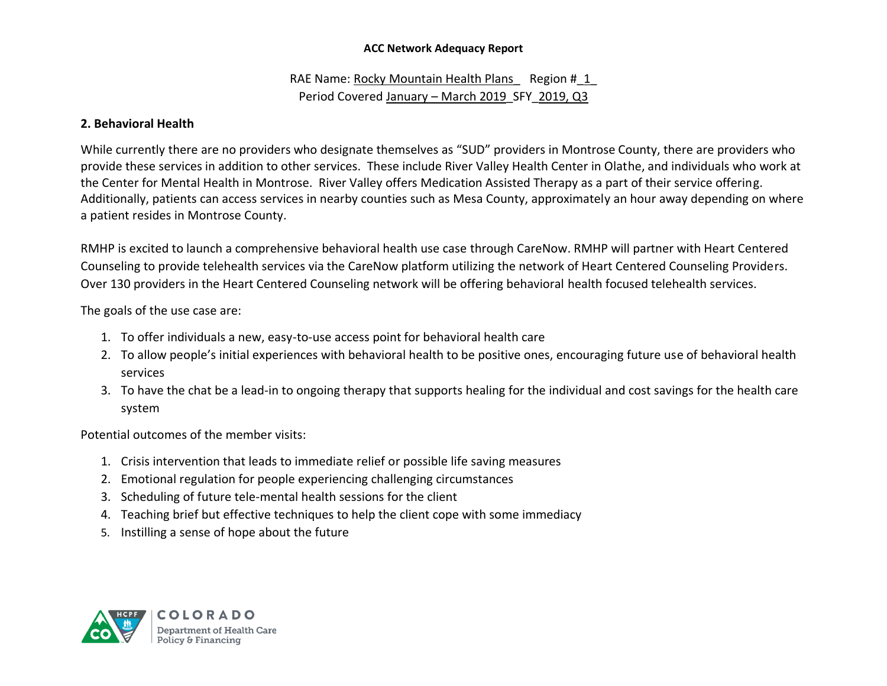**ACC Network Adequacy Report**

RAE Name: Rocky Mountain Health Plans_ Region #_1_
Period Covered January – March 2019_SFY_2019, Q3

## 2. Behavioral Health

While currently there are no providers who designate themselves as "SUD" providers in Montrose County, there are providers who provide these services in addition to other services. These include River Valley Health Center in Olathe, and individuals who work at the Center for Mental Health in Montrose. River Valley offers Medication Assisted Therapy as a part of their service offering. Additionally, patients can access services in nearby counties such as Mesa County, approximately an hour away depending on where a patient resides in Montrose County.

RMHP is excited to launch a comprehensive behavioral health use case through CareNow. RMHP will partner with Heart Centered Counseling to provide telehealth services via the CareNow platform utilizing the network of Heart Centered Counseling Providers. Over 130 providers in the Heart Centered Counseling network will be offering behavioral health focused telehealth services.

The goals of the use case are:

1. To offer individuals a new, easy-to-use access point for behavioral health care
2. To allow people's initial experiences with behavioral health to be positive ones, encouraging future use of behavioral health services
3. To have the chat be a lead-in to ongoing therapy that supports healing for the individual and cost savings for the health care system

Potential outcomes of the member visits:

1. Crisis intervention that leads to immediate relief or possible life saving measures
2. Emotional regulation for people experiencing challenging circumstances
3. Scheduling of future tele-mental health sessions for the client
4. Teaching brief but effective techniques to help the client cope with some immediacy
5. Instilling a sense of hope about the future